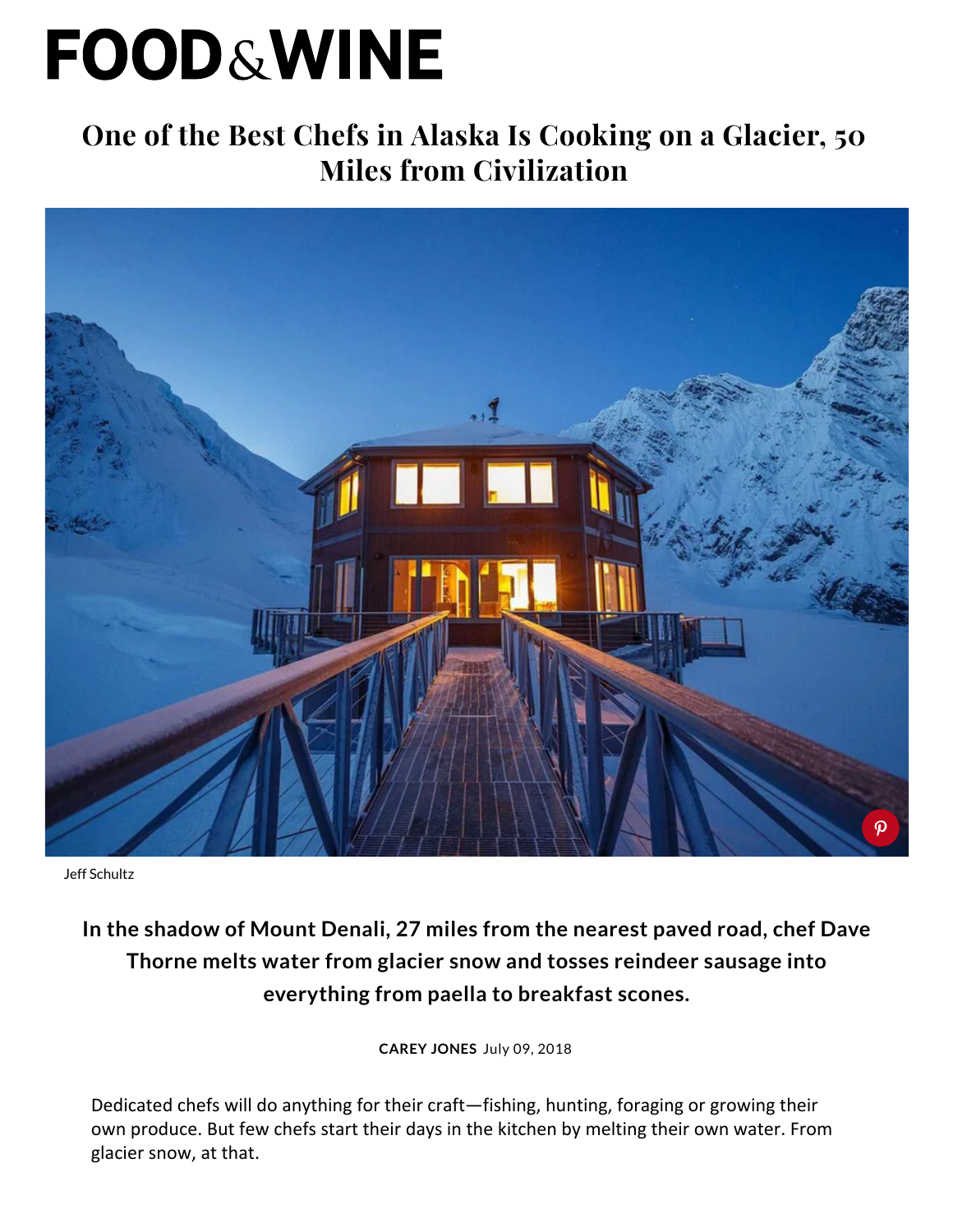# FOOD&WINE

## One of the Best Chefs in Alaska Is Cooking on a Glacier, 50 Miles from Civilization

Jeff Schultz

**In the shadow of Mount Denali, 27 miles from the nearest paved road, chef Dave Thorne melts water from glacier snow and tosses reindeer sausage into everything from paella to breakfast scones.**

**CAREY JONES** July 09, 2018

Dedicated chefs will do anything for their craft—fishing, hunting, foraging or growing their own produce. But few chefs start their days in the kitchen by melting their own water. From glacier snow, at that.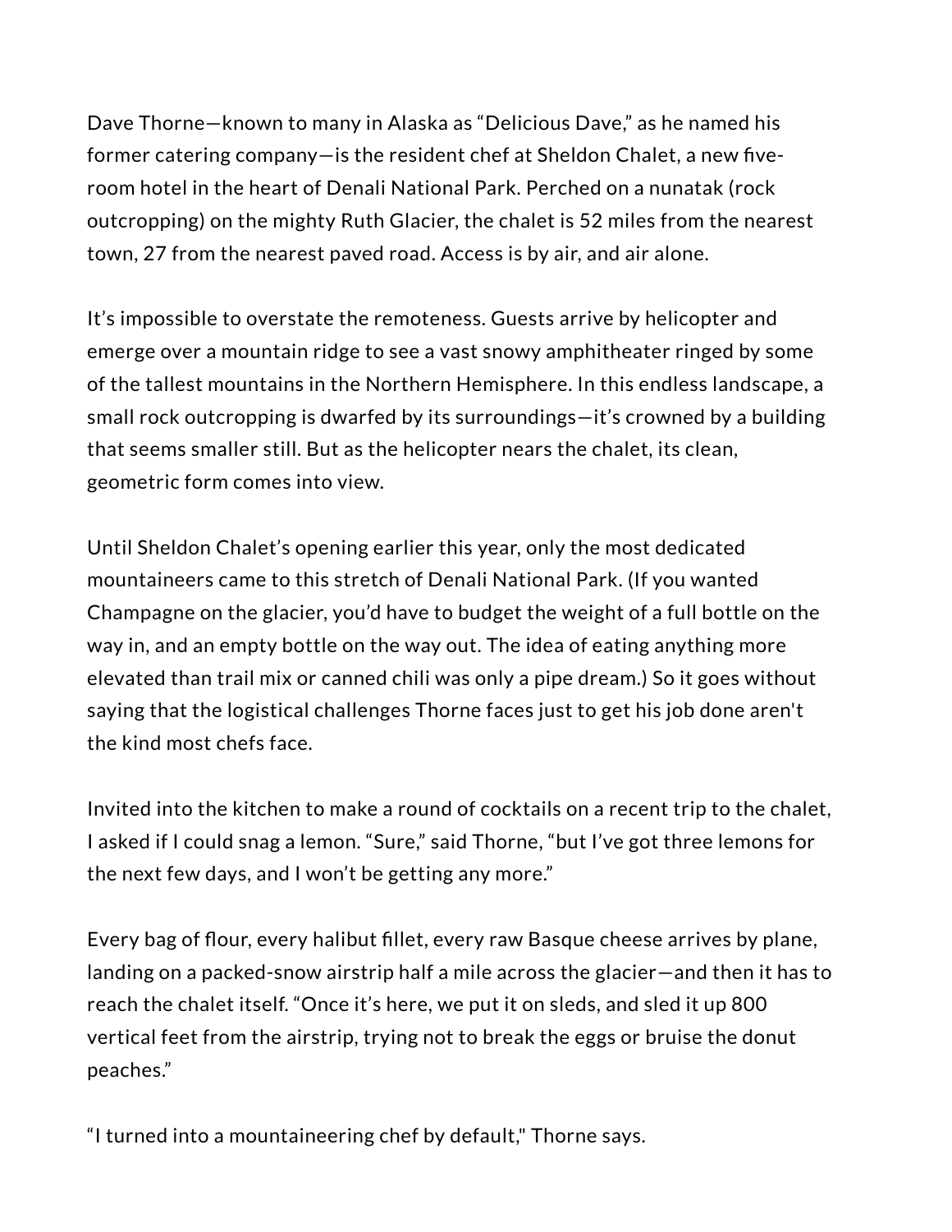Dave Thorne—known to many in Alaska as “Delicious Dave,” as he named his former catering company—is the resident chef at Sheldon Chalet, a new five-room hotel in the heart of Denali National Park. Perched on a nunatak (rock outcropping) on the mighty Ruth Glacier, the chalet is 52 miles from the nearest town, 27 from the nearest paved road. Access is by air, and air alone.

It’s impossible to overstate the remoteness. Guests arrive by helicopter and emerge over a mountain ridge to see a vast snowy amphitheater ringed by some of the tallest mountains in the Northern Hemisphere. In this endless landscape, a small rock outcropping is dwarfed by its surroundings—it’s crowned by a building that seems smaller still. But as the helicopter nears the chalet, its clean, geometric form comes into view.

Until Sheldon Chalet’s opening earlier this year, only the most dedicated mountaineers came to this stretch of Denali National Park. (If you wanted Champagne on the glacier, you’d have to budget the weight of a full bottle on the way in, and an empty bottle on the way out. The idea of eating anything more elevated than trail mix or canned chili was only a pipe dream.) So it goes without saying that the logistical challenges Thorne faces just to get his job done aren't the kind most chefs face.

Invited into the kitchen to make a round of cocktails on a recent trip to the chalet, I asked if I could snag a lemon. “Sure,” said Thorne, “but I’ve got three lemons for the next few days, and I won’t be getting any more.”

Every bag of flour, every halibut fillet, every raw Basque cheese arrives by plane, landing on a packed-snow airstrip half a mile across the glacier—and then it has to reach the chalet itself. “Once it’s here, we put it on sleds, and sled it up 800 vertical feet from the airstrip, trying not to break the eggs or bruise the donut peaches.”

“I turned into a mountaineering chef by default," Thorne says.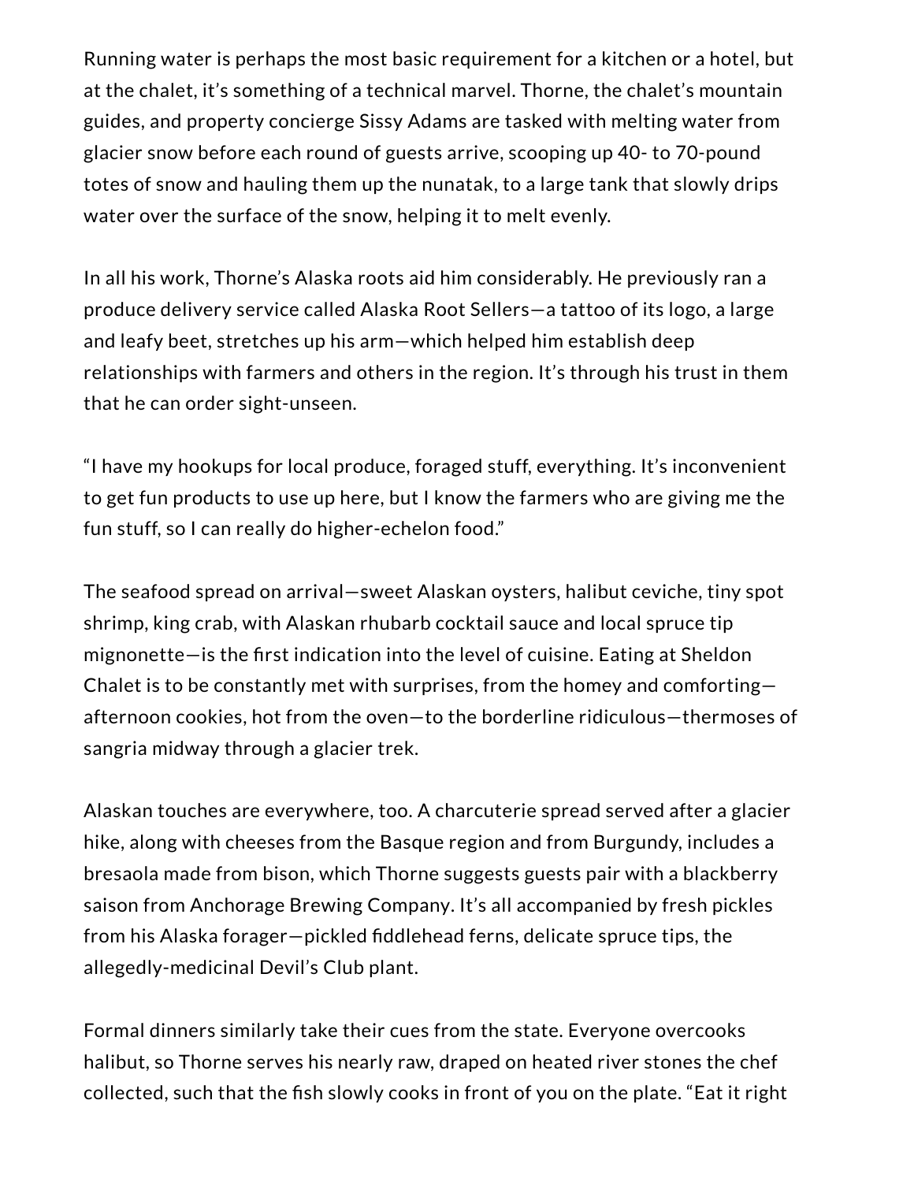Running water is perhaps the most basic requirement for a kitchen or a hotel, but at the chalet, it's something of a technical marvel. Thorne, the chalet's mountain guides, and property concierge Sissy Adams are tasked with melting water from glacier snow before each round of guests arrive, scooping up 40- to 70-pound totes of snow and hauling them up the nunatak, to a large tank that slowly drips water over the surface of the snow, helping it to melt evenly.

In all his work, Thorne's Alaska roots aid him considerably. He previously ran a produce delivery service called Alaska Root Sellers—a tattoo of its logo, a large and leafy beet, stretches up his arm—which helped him establish deep relationships with farmers and others in the region. It's through his trust in them that he can order sight-unseen.

"I have my hookups for local produce, foraged stuff, everything. It's inconvenient to get fun products to use up here, but I know the farmers who are giving me the fun stuff, so I can really do higher-echelon food."

The seafood spread on arrival—sweet Alaskan oysters, halibut ceviche, tiny spot shrimp, king crab, with Alaskan rhubarb cocktail sauce and local spruce tip mignonette—is the first indication into the level of cuisine. Eating at Sheldon Chalet is to be constantly met with surprises, from the homey and comforting—afternoon cookies, hot from the oven—to the borderline ridiculous—thermoses of sangria midway through a glacier trek.

Alaskan touches are everywhere, too. A charcuterie spread served after a glacier hike, along with cheeses from the Basque region and from Burgundy, includes a bresaola made from bison, which Thorne suggests guests pair with a blackberry saison from Anchorage Brewing Company. It's all accompanied by fresh pickles from his Alaska forager—pickled fiddlehead ferns, delicate spruce tips, the allegedly-medicinal Devil's Club plant.

Formal dinners similarly take their cues from the state. Everyone overcooks halibut, so Thorne serves his nearly raw, draped on heated river stones the chef collected, such that the fish slowly cooks in front of you on the plate. "Eat it right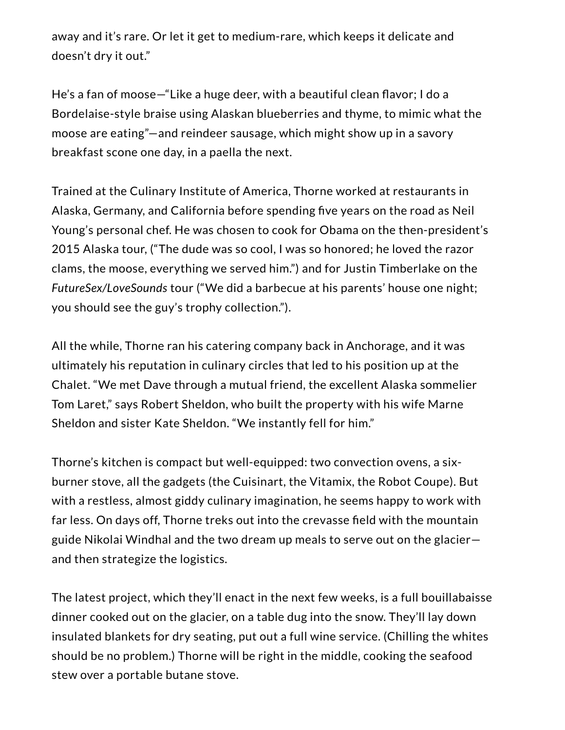away and it's rare. Or let it get to medium-rare, which keeps it delicate and doesn't dry it out."

He's a fan of moose—"Like a huge deer, with a beautiful clean flavor; I do a Bordelaise-style braise using Alaskan blueberries and thyme, to mimic what the moose are eating"—and reindeer sausage, which might show up in a savory breakfast scone one day, in a paella the next.

Trained at the Culinary Institute of America, Thorne worked at restaurants in Alaska, Germany, and California before spending five years on the road as Neil Young's personal chef. He was chosen to cook for Obama on the then-president's 2015 Alaska tour, ("The dude was so cool, I was so honored; he loved the razor clams, the moose, everything we served him.") and for Justin Timberlake on the *FutureSex/LoveSounds* tour ("We did a barbecue at his parents' house one night; you should see the guy's trophy collection.").

All the while, Thorne ran his catering company back in Anchorage, and it was ultimately his reputation in culinary circles that led to his position up at the Chalet. "We met Dave through a mutual friend, the excellent Alaska sommelier Tom Laret," says Robert Sheldon, who built the property with his wife Marne Sheldon and sister Kate Sheldon. "We instantly fell for him."

Thorne's kitchen is compact but well-equipped: two convection ovens, a six-burner stove, all the gadgets (the Cuisinart, the Vitamix, the Robot Coupe). But with a restless, almost giddy culinary imagination, he seems happy to work with far less. On days off, Thorne treks out into the crevasse field with the mountain guide Nikolai Windhal and the two dream up meals to serve out on the glacier—and then strategize the logistics.

The latest project, which they'll enact in the next few weeks, is a full bouillabaisse dinner cooked out on the glacier, on a table dug into the snow. They'll lay down insulated blankets for dry seating, put out a full wine service. (Chilling the whites should be no problem.) Thorne will be right in the middle, cooking the seafood stew over a portable butane stove.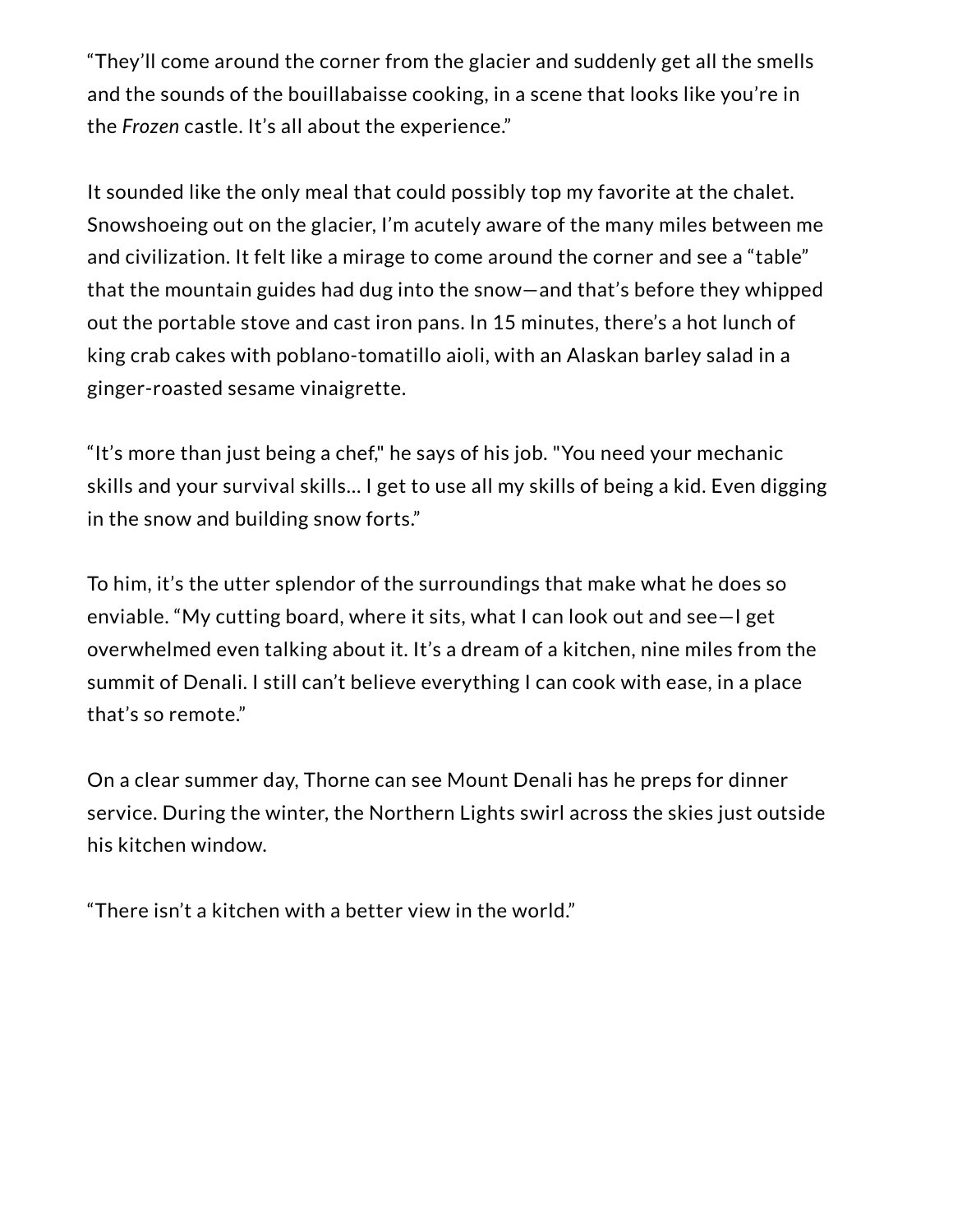“They’ll come around the corner from the glacier and suddenly get all the smells and the sounds of the bouillabaisse cooking, in a scene that looks like you’re in the *Frozen* castle. It’s all about the experience.”

It sounded like the only meal that could possibly top my favorite at the chalet. Snowshoeing out on the glacier, I’m acutely aware of the many miles between me and civilization. It felt like a mirage to come around the corner and see a “table” that the mountain guides had dug into the snow—and that’s before they whipped out the portable stove and cast iron pans. In 15 minutes, there’s a hot lunch of king crab cakes with poblano-tomatillo aioli, with an Alaskan barley salad in a ginger-roasted sesame vinaigrette.

“It’s more than just being a chef," he says of his job. "You need your mechanic skills and your survival skills... I get to use all my skills of being a kid. Even digging in the snow and building snow forts.”

To him, it’s the utter splendor of the surroundings that make what he does so enviable. “My cutting board, where it sits, what I can look out and see—I get overwhelmed even talking about it. It’s a dream of a kitchen, nine miles from the summit of Denali. I still can’t believe everything I can cook with ease, in a place that’s so remote.”

On a clear summer day, Thorne can see Mount Denali has he preps for dinner service. During the winter, the Northern Lights swirl across the skies just outside his kitchen window.

“There isn’t a kitchen with a better view in the world.”